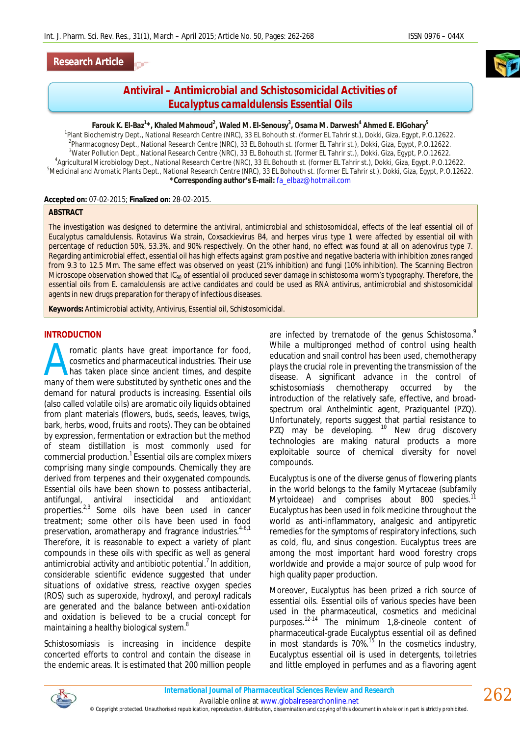Research Article

# Antiviral – Antimicrobial and Schistosomicidal Activities of *Eucalyptus camaldulensis* Essential Oils

**Farouk K. El-Baz[1]*, Khaled Mahmoud[2], Waled M. El-Senousy[3], Osama M. Darwesh[4] Ahmed E. ElGohary[5]**

[1]Plant Biochemistry Dept., National Research Centre (NRC), 33 EL Bohouth st. (former EL Tahrir st.), Dokki, Giza, Egypt, P.O.12622.
[2]Pharmacognosy Dept., National Research Centre (NRC), 33 EL Bohouth st. (former EL Tahrir st.), Dokki, Giza, Egypt, P.O.12622.
[3]Water Pollution Dept., National Research Centre (NRC), 33 EL Bohouth st. (former EL Tahrir st.), Dokki, Giza, Egypt, P.O.12622.
[4]Agricultural Microbiology Dept., National Research Centre (NRC), 33 EL Bohouth st. (former EL Tahrir st.), Dokki, Giza, Egypt, P.O.12622.
[5]Medicinal and Aromatic Plants Dept., National Research Centre (NRC), 33 EL Bohouth st. (former EL Tahrir st.), Dokki, Giza, Egypt, P.O.12622.
**\*Corresponding author's E-mail:** fa_elbaz@hotmail.com

**Accepted on:** 07-02-2015; **Finalized on:** 28-02-2015.

## ABSTRACT

The investigation was designed to determine the antiviral, antimicrobial and schistosomicidal, effects of the leaf essential oil of Eucalyptus camaldulensis. Rotavirus Wa strain, Coxsackievirus B4, and herpes virus type 1 were affected by essential oil with percentage of reduction 50%, 53.3%, and 90% respectively. On the other hand, no effect was found at all on adenovirus type 7. Regarding antimicrobial effect, essential oil has high effects against gram positive and negative bacteria with inhibition zones ranged from 9.3 to 12.5 Mm. The same effect was observed on yeast (21% inhibition) and fungi (10% inhibition). The Scanning Electron Microscope observation showed that $IC_{90}$ of essential oil produced sever damage in schistosoma worm's typography. Therefore, the essential oils from E. camaldulensis are active candidates and could be used as RNA antivirus, antimicrobial and shistosomicidal agents in new drugs preparation for therapy of infectious diseases.

**Keywords:** Antimicrobial activity, Antivirus, Essential oil, Schistosomicidal.

## INTRODUCTION

Aromatic plants have great importance for food, cosmetics and pharmaceutical industries. Their use has taken place since ancient times, and despite many of them were substituted by synthetic ones and the demand for natural products is increasing. Essential oils (also called volatile oils) are aromatic oily liquids obtained from plant materials (flowers, buds, seeds, leaves, twigs, bark, herbs, wood, fruits and roots). They can be obtained by expression, fermentation or extraction but the method of steam distillation is most commonly used for commercial production.[1] Essential oils are complex mixers comprising many single compounds. Chemically they are derived from terpenes and their oxygenated compounds. Essential oils have been shown to possess antibacterial, antifungal, antiviral insecticidal and antioxidant properties.[2,3] Some oils have been used in cancer treatment; some other oils have been used in food preservation, aromatherapy and fragrance industries.[4-6,1] Therefore, it is reasonable to expect a variety of plant compounds in these oils with specific as well as general antimicrobial activity and antibiotic potential.[7] In addition, considerable scientific evidence suggested that under situations of oxidative stress, reactive oxygen species (ROS) such as superoxide, hydroxyl, and peroxyl radicals are generated and the balance between anti-oxidation and oxidation is believed to be a crucial concept for maintaining a healthy biological system.[8]

Schistosomiasis is increasing in incidence despite concerted efforts to control and contain the disease in the endemic areas. It is estimated that 200 million people are infected by trematode of the genus Schistosoma.[9] While a multipronged method of control using health education and snail control has been used, chemotherapy plays the crucial role in preventing the transmission of the disease. A significant advance in the control of schistosomaisis chemotherapy occurred by the introduction of the relatively safe, effective, and broad-spectrum oral Anthelmintic agent, Praziquantel (PZQ). Unfortunately, reports suggest that partial resistance to PZQ may be developing. [10] New drug discovery technologies are making natural products a more exploitable source of chemical diversity for novel compounds.

Eucalyptus is one of the diverse genus of flowering plants in the world belongs to the family Myrtaceae (subfamily Myrtoideae) and comprises about 800 species.[11] Eucalyptus has been used in folk medicine throughout the world as anti-inflammatory, analgesic and antipyretic remedies for the symptoms of respiratory infections, such as cold, flu, and sinus congestion. Eucalyptus trees are among the most important hard wood forestry crops worldwide and provide a major source of pulp wood for high quality paper production.

Moreover, Eucalyptus has been prized a rich source of essential oils. Essential oils of various species have been used in the pharmaceutical, cosmetics and medicinal purposes.[12-14] The minimum 1,8-cineole content of pharmaceutical-grade Eucalyptus essential oil as defined in most standards is 70%.[15] In the cosmetics industry, Eucalyptus essential oil is used in detergents, toiletries and little employed in perfumes and as a flavoring agent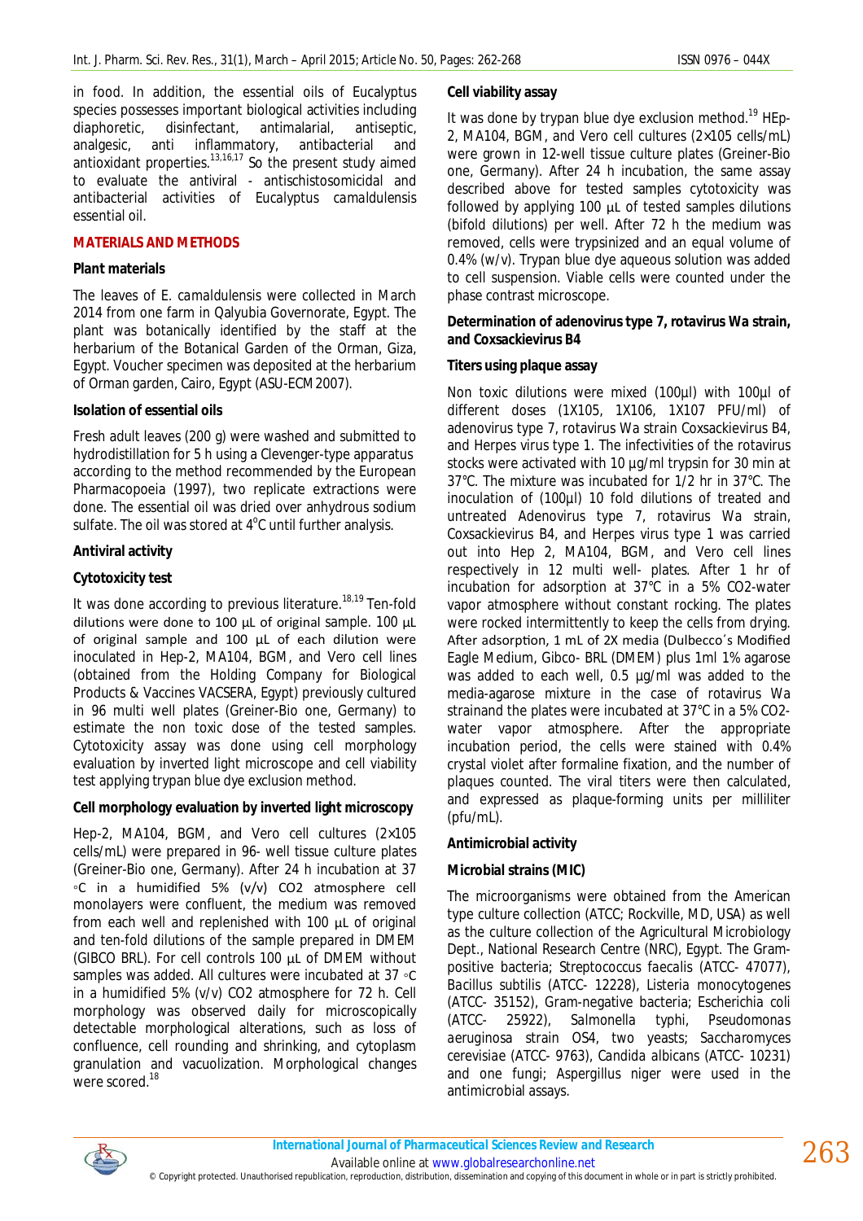in food. In addition, the essential oils of Eucalyptus species possesses important biological activities including diaphoretic, disinfectant, antimalarial, antiseptic, analgesic, anti inflammatory, antibacterial and antioxidant properties.[13,16,17] So the present study aimed to evaluate the antiviral - antischistosomicidal and antibacterial activities of Eucalyptus *camaldulensis* essential oil.

## MATERIALS AND METHODS

### Plant materials

The leaves of *E. camaldulensis* were collected in March 2014 from one farm in Qalyubia Governorate, Egypt. The plant was botanically identified by the staff at the herbarium of the Botanical Garden of the Orman, Giza, Egypt. Voucher specimen was deposited at the herbarium of Orman garden, Cairo, Egypt (ASU-ECM2007).

### Isolation of essential oils

Fresh adult leaves (200 g) were washed and submitted to hydrodistillation for 5 h using a Clevenger-type apparatus according to the method recommended by the European Pharmacopoeia (1997), two replicate extractions were done. The essential oil was dried over anhydrous sodium sulfate. The oil was stored at 4°C until further analysis.

### Antiviral activity

### Cytotoxicity test

It was done according to previous literature.[18,19] Ten-fold dilutions were done to 100 µL of original sample. 100 µL of original sample and 100 µL of each dilution were inoculated in Hep-2, MA104, BGM, and Vero cell lines (obtained from the Holding Company for Biological Products & Vaccines VACSERA, Egypt) previously cultured in 96 multi well plates (Greiner-Bio one, Germany) to estimate the non toxic dose of the tested samples. Cytotoxicity assay was done using cell morphology evaluation by inverted light microscope and cell viability test applying trypan blue dye exclusion method.

### Cell morphology evaluation by inverted light microscopy

Hep-2, MA104, BGM, and Vero cell cultures (2×105 cells/mL) were prepared in 96- well tissue culture plates (Greiner-Bio one, Germany). After 24 h incubation at 37 ◦C in a humidified 5% (v/v) CO2 atmosphere cell monolayers were confluent, the medium was removed from each well and replenished with 100 µL of original and ten-fold dilutions of the sample prepared in DMEM (GIBCO BRL). For cell controls 100 µL of DMEM without samples was added. All cultures were incubated at 37 ◦C in a humidified 5% (v/v) CO2 atmosphere for 72 h. Cell morphology was observed daily for microscopically detectable morphological alterations, such as loss of confluence, cell rounding and shrinking, and cytoplasm granulation and vacuolization. Morphological changes were scored.[18]

### Cell viability assay

It was done by trypan blue dye exclusion method.[19] HEp-2, MA104, BGM, and Vero cell cultures (2×105 cells/mL) were grown in 12-well tissue culture plates (Greiner-Bio one, Germany). After 24 h incubation, the same assay described above for tested samples cytotoxicity was followed by applying 100 µL of tested samples dilutions (bifold dilutions) per well. After 72 h the medium was removed, cells were trypsinized and an equal volume of 0.4% (w/v). Trypan blue dye aqueous solution was added to cell suspension. Viable cells were counted under the phase contrast microscope.

### Determination of adenovirus type 7, rotavirus Wa strain, and Coxsackievirus B4

### Titers using plaque assay

Non toxic dilutions were mixed (100µl) with 100µl of different doses (1X105, 1X106, 1X107 PFU/ml) of adenovirus type 7, rotavirus Wa strain Coxsackievirus B4, and Herpes virus type 1. The infectivities of the rotavirus stocks were activated with 10 µg/ml trypsin for 30 min at 37°C. The mixture was incubated for 1/2 hr in 37°C. The inoculation of (100µl) 10 fold dilutions of treated and untreated Adenovirus type 7, rotavirus Wa strain, Coxsackievirus B4, and Herpes virus type 1 was carried out into Hep 2, MA104, BGM, and Vero cell lines respectively in 12 multi well- plates. After 1 hr of incubation for adsorption at 37°C in a 5% CO2-water vapor atmosphere without constant rocking. The plates were rocked intermittently to keep the cells from drying. After adsorption, 1 mL of 2X media (Dulbecco's Modified Eagle Medium, Gibco- BRL (DMEM) plus 1ml 1% agarose was added to each well, 0.5 µg/ml was added to the media-agarose mixture in the case of rotavirus Wa strainand the plates were incubated at 37°C in a 5% CO2-water vapor atmosphere. After the appropriate incubation period, the cells were stained with 0.4% crystal violet after formaline fixation, and the number of plaques counted. The viral titers were then calculated, and expressed as plaque-forming units per milliliter (pfu/mL).

### Antimicrobial activity

### Microbial strains (MIC)

The microorganisms were obtained from the American type culture collection (ATCC; Rockville, MD, USA) as well as the culture collection of the Agricultural Microbiology Dept., National Research Centre (NRC), Egypt. The Gram-positive bacteria; *Streptococcus faecalis* (ATCC- 47077), *Bacillus subtilis* (ATCC- 12228), *Listeria monocytogenes* (ATCC- 35152), Gram-negative bacteria; *Escherichia coli* (ATCC- 25922), *Salmonella typhi*, *Pseudomonas aeruginosa* strain OS4, two yeasts; *Saccharomyces cerevisiae* (ATCC- 9763), *Candida albicans* (ATCC- 10231) and one fungi; *Aspergillus niger* were used in the antimicrobial assays.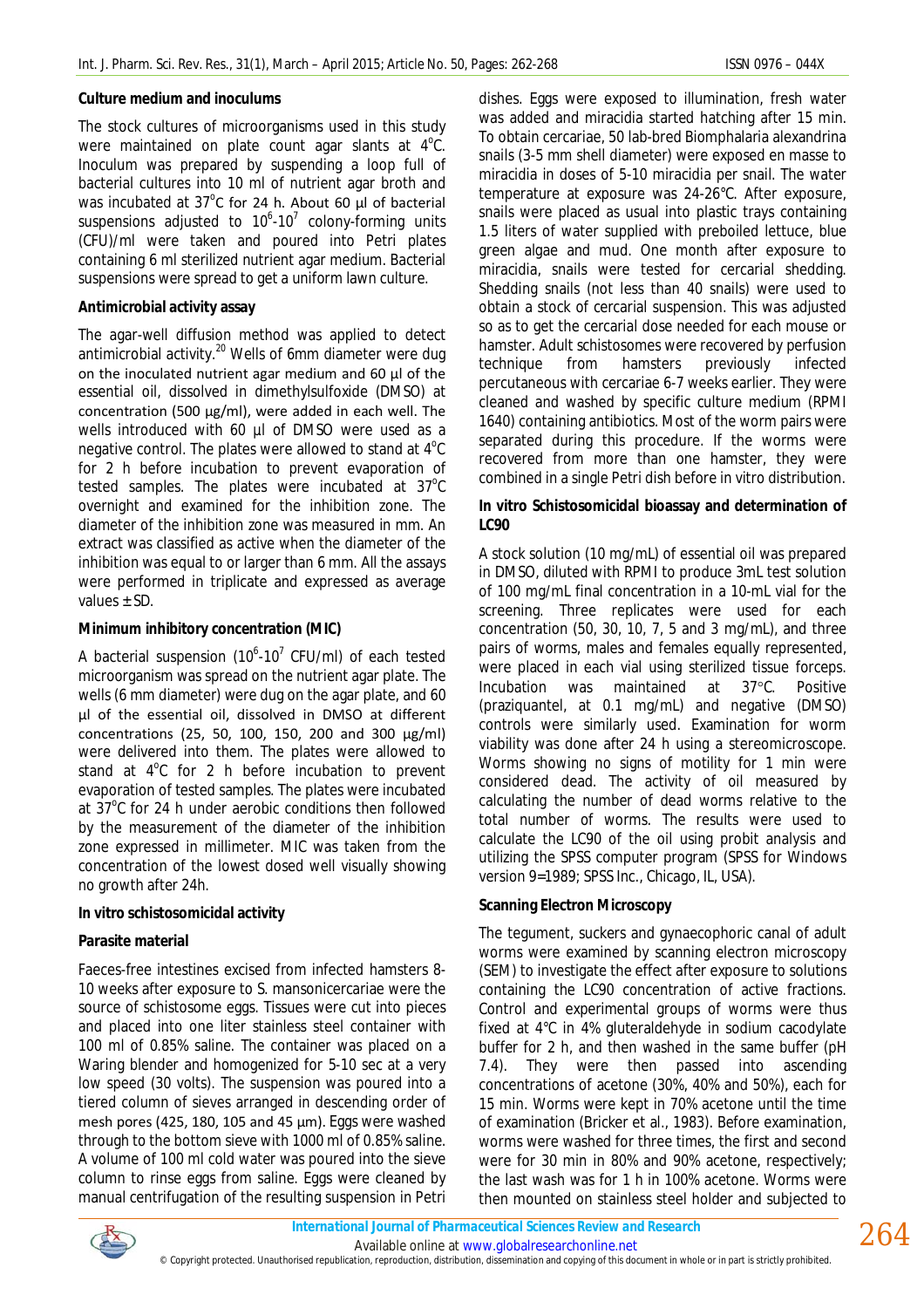**Culture medium and inoculums**

The stock cultures of microorganisms used in this study were maintained on plate count agar slants at 4°C. Inoculum was prepared by suspending a loop full of bacterial cultures into 10 ml of nutrient agar broth and was incubated at 37°C for 24 h. About 60 µl of bacterial suspensions adjusted to $10^6$-$10^7$ colony-forming units (CFU)/ml were taken and poured into Petri plates containing 6 ml sterilized nutrient agar medium. Bacterial suspensions were spread to get a uniform lawn culture.

**Antimicrobial activity assay**

The agar-well diffusion method was applied to detect antimicrobial activity.[20] Wells of 6mm diameter were dug on the inoculated nutrient agar medium and 60 µl of the essential oil, dissolved in dimethylsulfoxide (DMSO) at concentration (500 µg/ml), were added in each well. The wells introduced with 60 µl of DMSO were used as a negative control. The plates were allowed to stand at 4°C for 2 h before incubation to prevent evaporation of tested samples. The plates were incubated at 37°C overnight and examined for the inhibition zone. The diameter of the inhibition zone was measured in mm. An extract was classified as active when the diameter of the inhibition was equal to or larger than 6 mm. All the assays were performed in triplicate and expressed as average values ± SD.

**Minimum inhibitory concentration (MIC)**

A bacterial suspension ($10^6$-$10^7$ CFU/ml) of each tested microorganism was spread on the nutrient agar plate. The wells (6 mm diameter) were dug on the agar plate, and 60 µl of the essential oil, dissolved in DMSO at different concentrations (25, 50, 100, 150, 200 and 300 µg/ml) were delivered into them. The plates were allowed to stand at 4°C for 2 h before incubation to prevent evaporation of tested samples. The plates were incubated at 37°C for 24 h under aerobic conditions then followed by the measurement of the diameter of the inhibition zone expressed in millimeter. MIC was taken from the concentration of the lowest dosed well visually showing no growth after 24h.

**In vitro schistosomicidal activity**

**Parasite material**

Faeces-free intestines excised from infected hamsters 8-10 weeks after exposure to S. mansonicercariae were the source of schistosome eggs. Tissues were cut into pieces and placed into one liter stainless steel container with 100 ml of 0.85% saline. The container was placed on a Waring blender and homogenized for 5-10 sec at a very low speed (30 volts). The suspension was poured into a tiered column of sieves arranged in descending order of mesh pores (425, 180, 105 and 45 µm). Eggs were washed through to the bottom sieve with 1000 ml of 0.85% saline. A volume of 100 ml cold water was poured into the sieve column to rinse eggs from saline. Eggs were cleaned by manual centrifugation of the resulting suspension in Petri dishes. Eggs were exposed to illumination, fresh water was added and miracidia started hatching after 15 min. To obtain cercariae, 50 lab-bred Biomphalaria alexandrina snails (3-5 mm shell diameter) were exposed en masse to miracidia in doses of 5-10 miracidia per snail. The water temperature at exposure was 24-26°C. After exposure, snails were placed as usual into plastic trays containing 1.5 liters of water supplied with preboiled lettuce, blue green algae and mud. One month after exposure to miracidia, snails were tested for cercarial shedding. Shedding snails (not less than 40 snails) were used to obtain a stock of cercarial suspension. This was adjusted so as to get the cercarial dose needed for each mouse or hamster. Adult schistosomes were recovered by perfusion technique from hamsters previously infected percutaneous with cercariae 6-7 weeks earlier. They were cleaned and washed by specific culture medium (RPMI 1640) containing antibiotics. Most of the worm pairs were separated during this procedure. If the worms were recovered from more than one hamster, they were combined in a single Petri dish before in vitro distribution.

**In vitro Schistosomicidal bioassay and determination of LC90**

A stock solution (10 mg/mL) of essential oil was prepared in DMSO, diluted with RPMI to produce 3mL test solution of 100 mg/mL final concentration in a 10-mL vial for the screening. Three replicates were used for each concentration (50, 30, 10, 7, 5 and 3 mg/mL), and three pairs of worms, males and females equally represented, were placed in each vial using sterilized tissue forceps. Incubation was maintained at 37°C. Positive (praziquantel, at 0.1 mg/mL) and negative (DMSO) controls were similarly used. Examination for worm viability was done after 24 h using a stereomicroscope. Worms showing no signs of motility for 1 min were considered dead. The activity of oil measured by calculating the number of dead worms relative to the total number of worms. The results were used to calculate the LC90 of the oil using probit analysis and utilizing the SPSS computer program (SPSS for Windows version 9=1989; SPSS Inc., Chicago, IL, USA).

**Scanning Electron Microscopy**

The tegument, suckers and gynaecophoric canal of adult worms were examined by scanning electron microscopy (SEM) to investigate the effect after exposure to solutions containing the LC90 concentration of active fractions. Control and experimental groups of worms were thus fixed at 4°C in 4% gluteraldehyde in sodium cacodylate buffer for 2 h, and then washed in the same buffer (pH 7.4). They were then passed into ascending concentrations of acetone (30%, 40% and 50%), each for 15 min. Worms were kept in 70% acetone until the time of examination (Bricker et al., 1983). Before examination, worms were washed for three times, the first and second were for 30 min in 80% and 90% acetone, respectively; the last wash was for 1 h in 100% acetone. Worms were then mounted on stainless steel holder and subjected to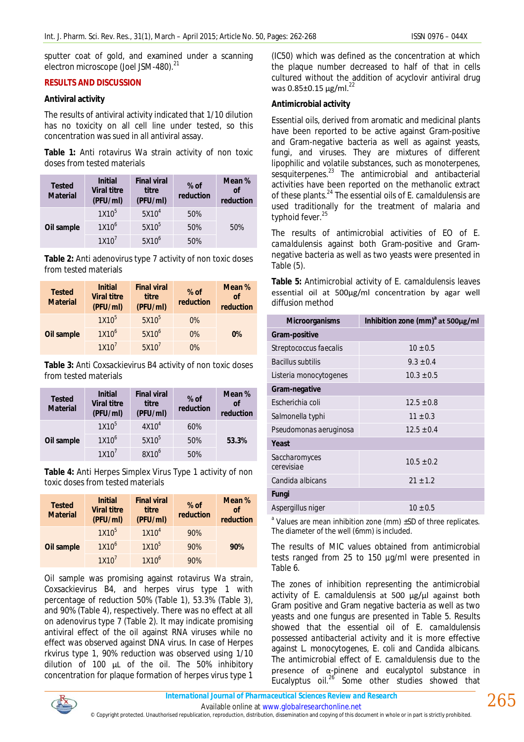sputter coat of gold, and examined under a scanning electron microscope (Joel JSM-480).[21]

## RESULTS AND DISCUSSION

### Antiviral activity

The results of antiviral activity indicated that 1/10 dilution has no toxicity on all cell line under tested, so this concentration was sued in all antiviral assay.

**Table 1:** Anti rotavirus Wa strain activity of non toxic doses from tested materials

| Tested Material | Initial Viral titre (PFU/ml) | Final viral titre (PFU/ml) | % of reduction | Mean % of reduction |
|---|---|---|---|---|
| Oil sample | $1X10^5$ | $5X10^4$ | 50% | 50% |
| | $1X10^6$ | $5X10^5$ | 50% | |
| | $1X10^7$ | $5X10^6$ | 50% | |

**Table 2:** Anti adenovirus type 7 activity of non toxic doses from tested materials

| Tested Material | Initial Viral titre (PFU/ml) | Final viral titre (PFU/ml) | % of reduction | Mean % of reduction |
|---|---|---|---|---|
| Oil sample | $1X10^5$ | $5X10^5$ | 0% | **0%** |
| | $1X10^6$ | $5X10^6$ | 0% | |
| | $1X10^7$ | $5X10^7$ | 0% | |

**Table 3:** Anti Coxsackievirus B4 activity of non toxic doses from tested materials

| Tested Material | Initial Viral titre (PFU/ml) | Final viral titre (PFU/ml) | % of reduction | Mean % of reduction |
|---|---|---|---|---|
| Oil sample | $1X10^5$ | $4X10^4$ | 60% | **53.3%** |
| | $1X10^6$ | $5X10^5$ | 50% | |
| | $1X10^7$ | $8X10^6$ | 50% | |

**Table 4:** Anti Herpes Simplex Virus Type 1 activity of non toxic doses from tested materials

| Tested Material | Initial Viral titre (PFU/ml) | Final viral titre (PFU/ml) | % of reduction | Mean % of reduction |
|---|---|---|---|---|
| Oil sample | $1X10^5$ | $1X10^4$ | 90% | **90%** |
| | $1X10^6$ | $1X10^5$ | 90% | |
| | $1X10^7$ | $1X10^6$ | 90% | |

Oil sample was promising against rotavirus Wa strain, Coxsackievirus B4, and herpes virus type 1 with percentage of reduction 50% (Table 1), 53.3% (Table 3), and 90% (Table 4), respectively. There was no effect at all on adenovirus type 7 (Table 2). It may indicate promising antiviral effect of the oil against RNA viruses while no effect was observed against DNA virus. In case of Herpes rkvirus type 1, 90% reduction was observed using 1/10 dilution of 100 µL of the oil. The 50% inhibitory concentration for plaque formation of herpes virus type 1 (IC50) which was defined as the concentration at which the plaque number decreased to half of that in cells cultured without the addition of acyclovir antiviral drug was 0.85±0.15 µg/ml.[22]

### Antimicrobial activity

Essential oils, derived from aromatic and medicinal plants have been reported to be active against Gram-positive and Gram-negative bacteria as well as against yeasts, fungi, and viruses. They are mixtures of different lipophilic and volatile substances, such as monoterpenes, sesquiterpenes.[23] The antimicrobial and antibacterial activities have been reported on the methanolic extract of these plants.[24] The essential oils of *E. camaldulensis* are used traditionally for the treatment of malaria and typhoid fever.[25]

The results of antimicrobial activities of EO of *E. camaldulensis* against both Gram-positive and Gram-negative bacteria as well as two yeasts were presented in Table (5).

**Table 5:** Antimicrobial activity of *E. camaldulensis* leaves essential oil at 500µg/ml concentration by agar well diffusion method

| Microorganisms | Inhibition zone (mm)[a] at 500µg/ml |
|---|---|
| **Gram-positive** | |
| Streptococcus faecalis | 10 ±0.5 |
| Bacillus subtilis | 9.3 ±0.4 |
| Listeria monocytogenes | 10.3 ±0.5 |
| **Gram-negative** | |
| Escherichia coli | 12.5 ±0.8 |
| Salmonella typhi | 11 ±0.3 |
| Pseudomonas aeruginosa | 12.5 ±0.4 |
| **Yeast** | |
| Saccharomyces cerevisiae | 10.5 ±0.2 |
| Candida albicans | 21 ±1.2 |
| **Fungi** | |
| Aspergillus niger | 10 ±0.5 |

[a] Values are mean inhibition zone (mm) ±SD of three replicates. The diameter of the well (6mm) is included.

The results of MIC values obtained from antimicrobial tests ranged from 25 to 150 µg/ml were presented in Table 6.

The zones of inhibition representing the antimicrobial activity of *E. camaldulensis* at 500 µg/µl against both Gram positive and Gram negative bacteria as well as two yeasts and one fungus are presented in Table 5. Results showed that the essential oil of *E. camaldulensis* possessed antibacterial activity and it is more effective against *L. monocytogenes*, *E. coli* and *Candida albicans*. The antimicrobial effect of *E. camaldulensis* due to the presence of α-pinene and eucalyptol substance in Eucalyptus oil.[26] Some other studies showed that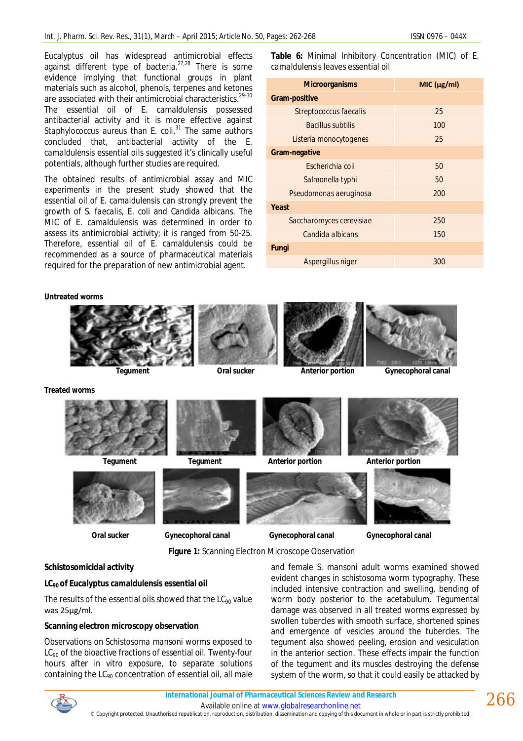Eucalyptus oil has widespread antimicrobial effects against different type of bacteria.[27,28] There is some evidence implying that functional groups in plant materials such as alcohol, phenols, terpenes and ketones are associated with their antimicrobial characteristics.[29-30] The essential oil of *E. camaldulensis* possessed antibacterial activity and it is more effective against *Staphylococcus aureus* than *E. coli*.[31] The same authors concluded that, antibacterial activity of the *E. camaldulensis* essential oils suggested it's clinically useful potentials, although further studies are required.

The obtained results of antimicrobial assay and MIC experiments in the present study showed that the essential oil of *E. camaldulensis* can strongly prevent the growth of *S. faecalis*, *E. coli* and *Candida albicans*. The MIC of *E. camaldulensis* was determined in order to assess its antimicrobial activity; it is ranged from 50-25. Therefore, essential oil of *E. camaldulensis* could be recommended as a source of pharmaceutical materials required for the preparation of new antimicrobial agent.

**Table 6:** Minimal Inhibitory Concentration (MIC) of *E. camaldulensis* leaves essential oil

| Microorganisms | MIC (µg/ml) |
|---|---|
| **Gram-positive** | |
| Streptococcus faecalis | 25 |
| Bacillus subtilis | 100 |
| Listeria monocytogenes | 25 |
| **Gram-negative** | |
| Escherichia coli | 50 |
| Salmonella typhi | 50 |
| Pseudomonas aeruginosa | 200 |
| **Yeast** | |
| Saccharomyces cerevisiae | 250 |
| Candida albicans | 150 |
| **Fungi** | |
| Aspergillus niger | 300 |

**Untreated worms**

Tegument | Oral sucker | Anterior portion | Gynecophoral canal

**Treated worms**

Tegument | Tegument | Anterior portion | Anterior portion

Oral sucker | Gynecophoral canal | Gynecophoral canal | Gynecophoral canal

**Figure 1:** Scanning Electron Microscope Observation

**Schistosomicidal activity**

**$LC_{90}$ of *Eucalyptus camaldulensis* essential oil**

The results of the essential oils showed that the $LC_{90}$ value was 25µg/ml.

**Scanning electron microscopy observation**

Observations on *Schistosoma mansoni* worms exposed to $LC_{90}$ of the bioactive fractions of essential oil. Twenty-four hours after in vitro exposure, to separate solutions containing the $LC_{90}$ concentration of essential oil, all male and female *S. mansoni* adult worms examined showed evident changes in schistosoma worm typography. These included intensive contraction and swelling, bending of worm body posterior to the acetabulum. Tegumental damage was observed in all treated worms expressed by swollen tubercles with smooth surface, shortened spines and emergence of vesicles around the tubercles. The tegument also showed peeling, erosion and vesiculation in the anterior section. These effects impair the function of the tegument and its muscles destroying the defense system of the worm, so that it could easily be attacked by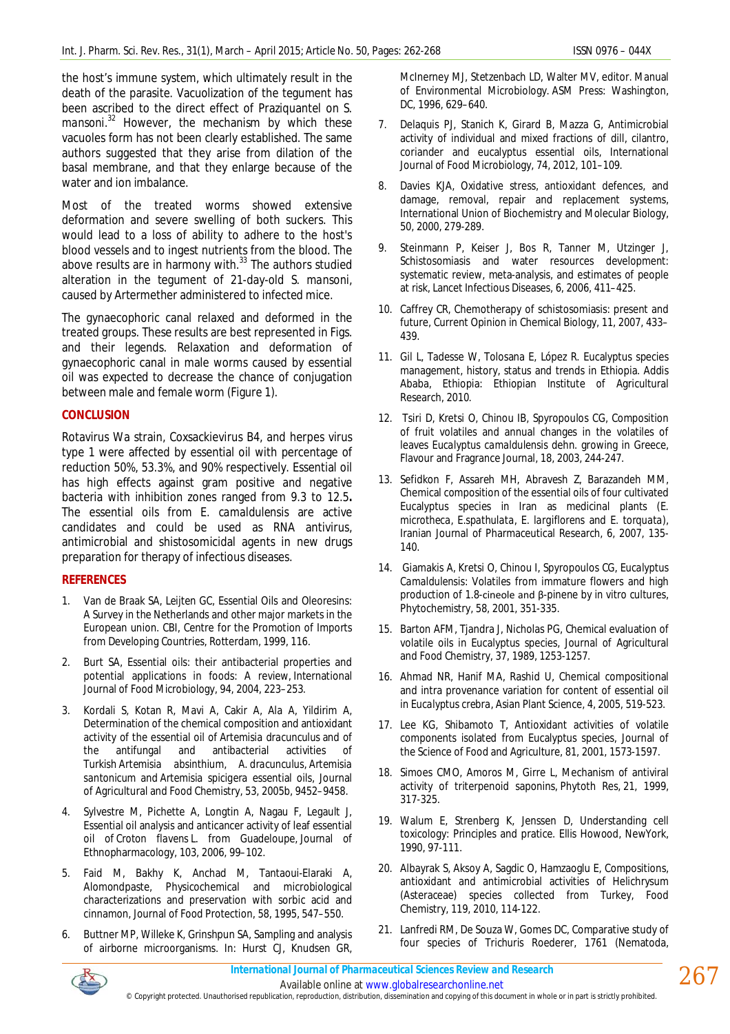the host's immune system, which ultimately result in the death of the parasite. Vacuolization of the tegument has been ascribed to the direct effect of Praziquantel on *S. mansoni*.[32] However, the mechanism by which these vacuoles form has not been clearly established. The same authors suggested that they arise from dilation of the basal membrane, and that they enlarge because of the water and ion imbalance.

Most of the treated worms showed extensive deformation and severe swelling of both suckers. This would lead to a loss of ability to adhere to the host's blood vessels and to ingest nutrients from the blood. The above results are in harmony with.[33] The authors studied alteration in the tegument of 21-day-old *S. mansoni*, caused by Artermether administered to infected mice.

The gynaecophoric canal relaxed and deformed in the treated groups. These results are best represented in Figs. and their legends. Relaxation and deformation of gynaecophoric canal in male worms caused by essential oil was expected to decrease the chance of conjugation between male and female worm (Figure 1).

## CONCLUSION

Rotavirus Wa strain, Coxsackievirus B4, and herpes virus type 1 were affected by essential oil with percentage of reduction 50%, 53.3%, and 90% respectively. Essential oil has high effects against gram positive and negative bacteria with inhibition zones ranged from 9.3 to 12.5**.** The essential oils from *E. camaldulensis* are active candidates and could be used as RNA antivirus, antimicrobial and shistosomicidal agents in new drugs preparation for therapy of infectious diseases.

## REFERENCES

1. Van de Braak SA, Leijten GC, Essential Oils and Oleoresins: A Survey in the Netherlands and other major markets in the European union. CBI, Centre for the Promotion of Imports from Developing Countries, Rotterdam, 1999, 116.
2. Burt SA, Essential oils: their antibacterial properties and potential applications in foods: A review, International Journal of Food Microbiology, 94, 2004, 223–253.
3. Kordali S, Kotan R, Mavi A, Cakir A, Ala A, Yildirim A, Determination of the chemical composition and antioxidant activity of the essential oil of Artemisia dracunculus and of the antifungal and antibacterial activities of Turkish Artemisia absinthium, A. dracunculus, Artemisia santonicum and Artemisia spicigera essential oils, Journal of Agricultural and Food Chemistry, 53, 2005b, 9452–9458.
4. Sylvestre M, Pichette A, Longtin A, Nagau F, Legault J, Essential oil analysis and anticancer activity of leaf essential oil of Croton flavens L. from Guadeloupe, Journal of Ethnopharmacology, 103, 2006, 99–102.
5. Faid M, Bakhy K, Anchad M, Tantaoui-Elaraki A, Alomondpaste, Physicochemical and microbiological characterizations and preservation with sorbic acid and cinnamon, Journal of Food Protection, 58, 1995, 547–550.
6. Buttner MP, Willeke K, Grinshpun SA, Sampling and analysis of airborne microorganisms. In: Hurst CJ, Knudsen GR, McInerney MJ, Stetzenbach LD, Walter MV, editor. Manual of Environmental Microbiology. ASM Press: Washington, DC, 1996, 629–640.
7. Delaquis PJ, Stanich K, Girard B, Mazza G, Antimicrobial activity of individual and mixed fractions of dill, cilantro, coriander and eucalyptus essential oils, International Journal of Food Microbiology, 74, 2012, 101–109.
8. Davies KJA, Oxidative stress, antioxidant defences, and damage, removal, repair and replacement systems, International Union of Biochemistry and Molecular Biology, 50, 2000, 279-289.
9. Steinmann P, Keiser J, Bos R, Tanner M, Utzinger J, Schistosomiasis and water resources development: systematic review, meta-analysis, and estimates of people at risk, Lancet Infectious Diseases, 6, 2006, 411–425.
10. Caffrey CR, Chemotherapy of schistosomiasis: present and future, Current Opinion in Chemical Biology, 11, 2007, 433–439.
11. Gil L, Tadesse W, Tolosana E, López R. Eucalyptus species management, history, status and trends in Ethiopia. Addis Ababa, Ethiopia: Ethiopian Institute of Agricultural Research, 2010.
12. Tsiri D, Kretsi O, Chinou IB, Spyropoulos CG, Composition of fruit volatiles and annual changes in the volatiles of leaves Eucalyptus camaldulensis dehn. growing in Greece, Flavour and Fragrance Journal, 18, 2003, 244-247.
13. Sefidkon F, Assareh MH, Abravesh Z, Barazandeh MM, Chemical composition of the essential oils of four cultivated Eucalyptus species in Iran as medicinal plants (*E. microtheca*, *E.spathulata*, *E. largiflorens* and *E. torquata*), Iranian Journal of Pharmaceutical Research, 6, 2007, 135-140.
14. Giamakis A, Kretsi O, Chinou I, Spyropoulos CG, Eucalyptus Camaldulensis: Volatiles from immature flowers and high production of 1.8-cineole and β-pinene by in vitro cultures, Phytochemistry, 58, 2001, 351-335.
15. Barton AFM, Tjandra J, Nicholas PG, Chemical evaluation of volatile oils in Eucalyptus species, Journal of Agricultural and Food Chemistry, 37, 1989, 1253-1257.
16. Ahmad NR, Hanif MA, Rashid U, Chemical compositional and intra provenance variation for content of essential oil in *Eucalyptus crebra*, Asian Plant Science, 4, 2005, 519-523.
17. Lee KG, Shibamoto T, Antioxidant activities of volatile components isolated from Eucalyptus species, Journal of the Science of Food and Agriculture, 81, 2001, 1573-1597.
18. Simoes CMO, Amoros M, Girre L, Mechanism of antiviral activity of triterpenoid saponins, Phytoth Res, 21, 1999, 317-325.
19. Walum E, Strenberg K, Jenssen D, Understanding cell toxicology: Principles and pratice. Ellis Howood, NewYork, 1990, 97-111.
20. Albayrak S, Aksoy A, Sagdic O, Hamzaoglu E, Compositions, antioxidant and antimicrobial activities of Helichrysum (Asteraceae) species collected from Turkey, Food Chemistry, 119, 2010, 114-122.
21. Lanfredi RM, De Souza W, Gomes DC, Comparative study of four species of Trichuris Roederer, 1761 (Nematoda,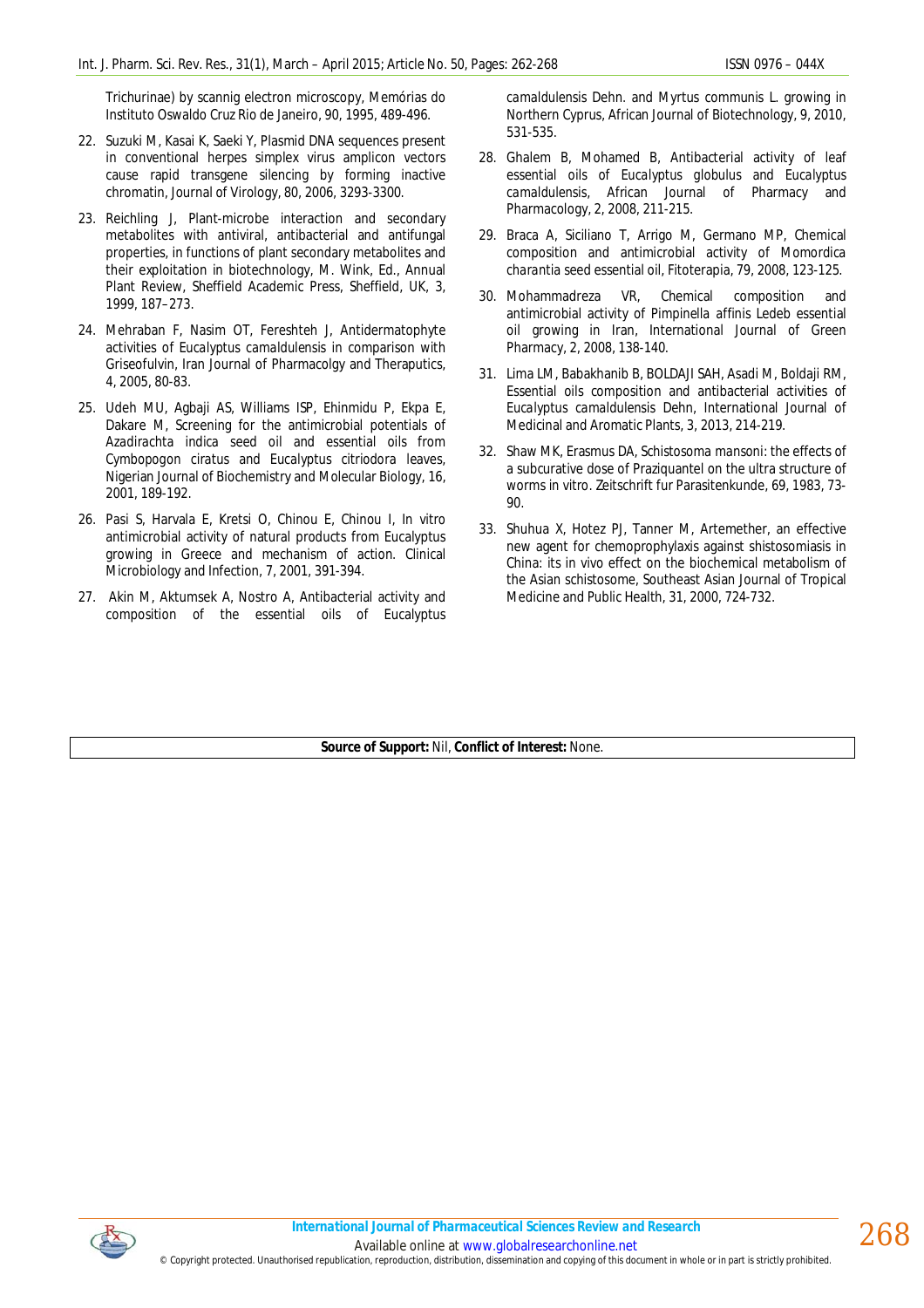Trichurinae) by scannig electron microscopy, Memórias do Instituto Oswaldo Cruz Rio de Janeiro, 90, 1995, 489-496.

22. Suzuki M, Kasai K, Saeki Y, Plasmid DNA sequences present in conventional herpes simplex virus amplicon vectors cause rapid transgene silencing by forming inactive chromatin, Journal of Virology, 80, 2006, 3293-3300.

23. Reichling J, Plant-microbe interaction and secondary metabolites with antiviral, antibacterial and antifungal properties, in functions of plant secondary metabolites and their exploitation in biotechnology, M. Wink, Ed., Annual Plant Review, Sheffield Academic Press, Sheffield, UK, 3, 1999, 187–273.

24. Mehraban F, Nasim OT, Fereshteh J, Antidermatophyte activities of *Eucalyptus camaldulensis* in comparison with Griseofulvin, Iran Journal of Pharmacolgy and Theraputics, 4, 2005, 80-83.

25. Udeh MU, Agbaji AS, Williams ISP, Ehinmidu P, Ekpa E, Dakare M, Screening for the antimicrobial potentials of Azadirachta indica seed oil and essential oils from Cymbopogon ciratus and Eucalyptus citriodora leaves, Nigerian Journal of Biochemistry and Molecular Biology, 16, 2001, 189-192.

26. Pasi S, Harvala E, Kretsi O, Chinou E, Chinou I, In vitro antimicrobial activity of natural products from Eucalyptus growing in Greece and mechanism of action. Clinical Microbiology and Infection, 7, 2001, 391-394.

27. Akin M, Aktumsek A, Nostro A, Antibacterial activity and composition of the essential oils of Eucalyptus camaldulensis Dehn. and Myrtus communis L. growing in Northern Cyprus, African Journal of Biotechnology, 9, 2010, 531-535.

28. Ghalem B, Mohamed B, Antibacterial activity of leaf essential oils of Eucalyptus globulus and Eucalyptus camaldulensis, African Journal of Pharmacy and Pharmacology, 2, 2008, 211-215.

29. Braca A, Siciliano T, Arrigo M, Germano MP, Chemical composition and antimicrobial activity of Momordica charantia seed essential oil, Fitoterapia, 79, 2008, 123-125.

30. Mohammadreza VR, Chemical composition and antimicrobial activity of Pimpinella affinis Ledeb essential oil growing in Iran, International Journal of Green Pharmacy, 2, 2008, 138-140.

31. Lima LM, Babakhanib B, BOLDAJI SAH, Asadi M, Boldaji RM, Essential oils composition and antibacterial activities of *Eucalyptus camaldulensis* Dehn, International Journal of Medicinal and Aromatic Plants, 3, 2013, 214-219.

32. Shaw MK, Erasmus DA, *Schistosoma mansoni*: the effects of a subcurative dose of Praziquantel on the ultra structure of worms in vitro. Zeitschrift fur Parasitenkunde, 69, 1983, 73-90.

33. Shuhua X, Hotez PJ, Tanner M, Artemether, an effective new agent for chemoprophylaxis against shistosomiasis in China: its in vivo effect on the biochemical metabolism of the Asian schistosome, Southeast Asian Journal of Tropical Medicine and Public Health, 31, 2000, 724-732.

**Source of Support:** Nil, **Conflict of Interest:** None.